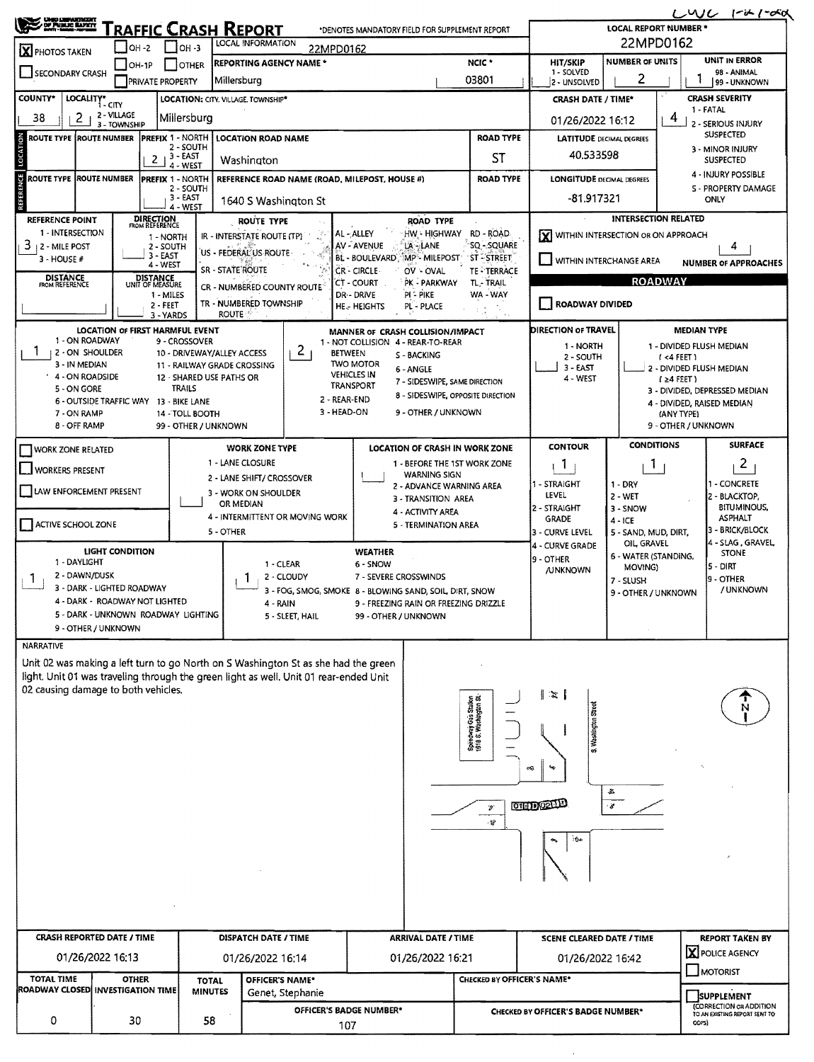LWC 1-21-22

# Traffic Crash Report

*DENOTES MANDATORY FIELD FOR SUPPLEMENT REPORT

| | |
|---|---|
| LOCAL REPORT NUMBER * | 22MPD0162 |

[X] PHOTOS TAKEN [ ] OH-2 [ ] OH-3 [ ] OH-1P [ ] OTHER [ ] SECONDARY CRASH [ ] PRIVATE PROPERTY

| LOCAL INFORMATION | REPORTING AGENCY NAME * | NCIC * | HIT/SKIP | NUMBER OF UNITS | UNIT IN ERROR |
|---|---|---|---|---|---|
| 22MPD0162 | Millersburg | 03801 | 1 - SOLVED / 2 - UNSOLVED | 2 | 1 (98 - ANIMAL, 99 - UNKNOWN) |

| COUNTY* | LOCALITY* (1 - CITY, 2 - VILLAGE, 3 - TOWNSHIP) | LOCATION: CITY, VILLAGE, TOWNSHIP* | CRASH DATE / TIME* | CRASH SEVERITY |
|---|---|---|---|---|
| 38 | 2 | Millersburg | 01/26/2022 16:12 | 4 |

CRASH SEVERITY: 1 - FATAL; 2 - SERIOUS INJURY SUSPECTED; 3 - MINOR INJURY SUSPECTED; 4 - INJURY POSSIBLE; 5 - PROPERTY DAMAGE ONLY

## Location

| ROUTE TYPE | ROUTE NUMBER | PREFIX (1 - NORTH, 2 - SOUTH, 3 - EAST, 4 - WEST) | LOCATION ROAD NAME | ROAD TYPE | LATITUDE DECIMAL DEGREES |
|---|---|---|---|---|---|
| | | 2 | Washington | ST | 40.533598 |

## Reference

| ROUTE TYPE | ROUTE NUMBER | PREFIX (1 - NORTH, 2 - SOUTH, 3 - EAST, 4 - WEST) | REFERENCE ROAD NAME (ROAD, MILEPOST, HOUSE #) | ROAD TYPE | LONGITUDE DECIMAL DEGREES |
|---|---|---|---|---|---|
| | | | 1640 S Washington St | | -81.917321 |

REFERENCE POINT: 3 (1 - INTERSECTION, 2 - MILE POST, 3 - HOUSE #)

DIRECTION FROM REFERENCE: 1 - NORTH, 2 - SOUTH, 3 - EAST, 4 - WEST

DISTANCE FROM REFERENCE: ___ DISTANCE UNIT OF MEASURE: 1 - MILES, 2 - FEET, 3 - YARDS

ROUTE TYPE: IR - INTERSTATE ROUTE (TP); US - FEDERAL US ROUTE; SR - STATE ROUTE; CR - NUMBERED COUNTY ROUTE; TR - NUMBERED TOWNSHIP ROUTE

ROAD TYPE: AL - ALLEY; AV - AVENUE; BL - BOULEVARD; CR - CIRCLE; CT - COURT; DR - DRIVE; HE - HEIGHTS; HW - HIGHWAY; LA - LANE; MP - MILEPOST; OV - OVAL; PK - PARKWAY; PI - PIKE; PL - PLACE; RD - ROAD; SQ - SQUARE; ST - STREET; TE - TERRACE; TL - TRAIL; WA - WAY

INTERSECTION RELATED: [X] WITHIN INTERSECTION OR ON APPROACH; [ ] WITHIN INTERCHANGE AREA; NUMBER OF APPROACHES: 4

ROADWAY: [ ] ROADWAY DIVIDED

LOCATION OF FIRST HARMFUL EVENT: 1 (1 - ON ROADWAY, 2 - ON SHOULDER, 3 - IN MEDIAN, 4 - ON ROADSIDE, 5 - ON GORE, 6 - OUTSIDE TRAFFIC WAY, 7 - ON RAMP, 8 - OFF RAMP, 9 - CROSSOVER, 10 - DRIVEWAY/ALLEY ACCESS, 11 - RAILWAY GRADE CROSSING, 12 - SHARED USE PATHS OR TRAILS, 13 - BIKE LANE, 14 - TOLL BOOTH, 99 - OTHER / UNKNOWN)

MANNER OF CRASH COLLISION/IMPACT: 2 (1 - NOT COLLISION BETWEEN TWO MOTOR VEHICLES IN TRANSPORT, 2 - REAR-END, 3 - HEAD-ON, 4 - REAR-TO-REAR, 5 - BACKING, 6 - ANGLE, 7 - SIDESWIPE, SAME DIRECTION, 8 - SIDESWIPE, OPPOSITE DIRECTION, 9 - OTHER / UNKNOWN)

DIRECTION OF TRAVEL: ___ (1 - NORTH, 2 - SOUTH, 3 - EAST, 4 - WEST)

MEDIAN TYPE: ___ (1 - DIVIDED FLUSH MEDIAN (<4 FEET), 2 - DIVIDED FLUSH MEDIAN (≥4 FEET), 3 - DIVIDED, DEPRESSED MEDIAN, 4 - DIVIDED, RAISED MEDIAN (ANY TYPE), 9 - OTHER / UNKNOWN)

[ ] WORK ZONE RELATED [ ] WORKERS PRESENT [ ] LAW ENFORCEMENT PRESENT [ ] ACTIVE SCHOOL ZONE

WORK ZONE TYPE: ___ (1 - LANE CLOSURE, 2 - LANE SHIFT/ CROSSOVER, 3 - WORK ON SHOULDER OR MEDIAN, 4 - INTERMITTENT OR MOVING WORK, 5 - OTHER)

LOCATION OF CRASH IN WORK ZONE: ___ (1 - BEFORE THE 1ST WORK ZONE WARNING SIGN, 2 - ADVANCE WARNING AREA, 3 - TRANSITION AREA, 4 - ACTIVITY AREA, 5 - TERMINATION AREA)

CONTOUR: 1 (1 - STRAIGHT LEVEL, 2 - STRAIGHT GRADE, 3 - CURVE LEVEL, 4 - CURVE GRADE, 9 - OTHER /UNKNOWN)

CONDITIONS: 1 (1 - DRY, 2 - WET, 3 - SNOW, 4 - ICE, 5 - SAND, MUD, DIRT, OIL, GRAVEL, 6 - WATER (STANDING, MOVING), 7 - SLUSH, 9 - OTHER / UNKNOWN)

SURFACE: 2 (1 - CONCRETE, 2 - BLACKTOP, BITUMINOUS, ASPHALT, 3 - BRICK/BLOCK, 4 - SLAG, GRAVEL, STONE, 5 - DIRT, 9 - OTHER / UNKNOWN)

LIGHT CONDITION: 1 (1 - DAYLIGHT, 2 - DAWN/DUSK, 3 - DARK - LIGHTED ROADWAY, 4 - DARK - ROADWAY NOT LIGHTED, 5 - DARK - UNKNOWN ROADWAY LIGHTING, 9 - OTHER / UNKNOWN)

WEATHER: 1 (1 - CLEAR, 2 - CLOUDY, 3 - FOG, SMOG, SMOKE, 4 - RAIN, 5 - SLEET, HAIL, 6 - SNOW, 7 - SEVERE CROSSWINDS, 8 - BLOWING SAND, SOIL, DIRT, SNOW, 9 - FREEZING RAIN OR FREEZING DRIZZLE, 99 - OTHER / UNKNOWN)

## Narrative

Unit 02 was making a left turn to go North on S Washington St as she had the green light. Unit 01 was traveling through the green light as well. Unit 01 rear-ended Unit 02 causing damage to both vehicles.

Speedway Gas Station 1616 S. Washington St.

S. Washington Street

N

| CRASH REPORTED DATE / TIME | DISPATCH DATE / TIME | ARRIVAL DATE / TIME | SCENE CLEARED DATE / TIME | REPORT TAKEN BY |
|---|---|---|---|---|
| 01/26/2022 16:13 | 01/26/2022 16:14 | 01/26/2022 16:21 | 01/26/2022 16:42 | [X] POLICE AGENCY [ ] MOTORIST |

| TOTAL TIME ROADWAY CLOSED | OTHER INVESTIGATION TIME | TOTAL MINUTES | OFFICER'S NAME* | CHECKED BY OFFICER'S NAME* |
|---|---|---|---|---|
| 0 | 30 | 58 | Genet, Stephanie | |
| | | | OFFICER'S BADGE NUMBER*: 107 | CHECKED BY OFFICER'S BADGE NUMBER*: |

[ ] SUPPLEMENT (CORRECTION OR ADDITION TO AN EXISTING REPORT SENT TO ODPS)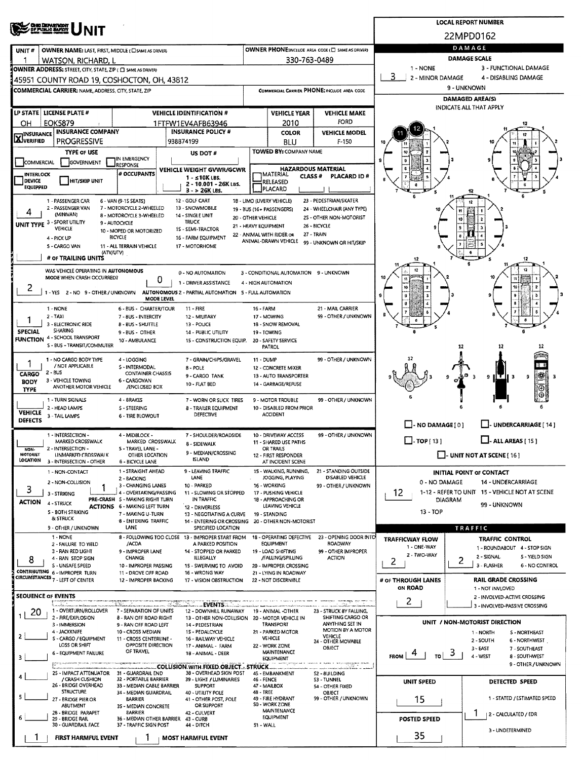# UNIT

**LOCAL REPORT NUMBER:** 22MPD0162

| Field | Value |
|---|---|
| UNIT # | 1 |
| OWNER NAME: LAST, FIRST, MIDDLE (☐ SAME AS DRIVER) | WATSON, RICHARD, L |
| OWNER PHONE: INCLUDE AREA CODE (☐ SAME AS DRIVER) | 330-763-0489 |
| OWNER ADDRESS: STREET, CITY, STATE, ZIP (☐ SAME AS DRIVER) | 45951 COUNTY ROAD 19, COSHOCTON, OH, 43812 |
| COMMERCIAL CARRIER: NAME, ADDRESS, CITY, STATE, ZIP | |
| COMMERCIAL CARRIER PHONE: INCLUDE AREA CODE | |
| LP STATE | OH |
| LICENSE PLATE # | EOK5879 |
| VEHICLE IDENTIFICATION # | 1FTFW1EV4AFB63946 |
| VEHICLE YEAR | 2010 |
| VEHICLE MAKE | FORD |
| INSURANCE VERIFIED | ☒ |
| INSURANCE COMPANY | PROGRESSIVE |
| INSURANCE POLICY # | 938874199 |
| COLOR | BLU |
| VEHICLE MODEL | F-150 |
| TYPE OF USE | ☐ COMMERCIAL ☐ GOVERNMENT ☐ IN EMERGENCY RESPONSE |
| US DOT # | |
| TOWED BY: COMPANY NAME | |
| INTERLOCK DEVICE EQUIPPED | ☐ |
| HIT/SKIP UNIT | ☐ |
| # OCCUPANTS | |
| VEHICLE WEIGHT GVWR/GCWR | 1 - ≤10K LBS. 2 - 10,001 - 26K LBS. 3 - > 26K LBS. |
| HAZARDOUS MATERIAL | ☐ MATERIAL RELEASED ☐ PLACARD — CLASS # — PLACARD ID # |

## DAMAGE

**DAMAGE SCALE:** 3
1 - NONE, 2 - MINOR DAMAGE, 3 - FUNCTIONAL DAMAGE, 4 - DISABLING DAMAGE, 9 - UNKNOWN

**DAMAGED AREA(S)** — INDICATE ALL THAT APPLY: 11, 12

☐ - NO DAMAGE [0] ☐ - UNDERCARRIAGE [14] ☐ - TOP [13] ☐ - ALL AREAS [15] ☐ - UNIT NOT AT SCENE [16]

**INITIAL POINT OF CONTACT:** 12
0 - NO DAMAGE, 1-12 - REFER TO UNIT DIAGRAM, 13 - TOP, 14 - UNDERCARRIAGE, 15 - VEHICLE NOT AT SCENE, 99 - UNKNOWN

## UNIT TYPE: 4

1 - PASSENGER CAR, 2 - PASSENGER VAN (MINIVAN), 3 - SPORT UTILITY VEHICLE, 4 - PICK UP, 5 - CARGO VAN, 6 - VAN (9-15 SEATS), 7 - MOTORCYCLE 2-WHEELED, 8 - MOTORCYCLE 3-WHEELED, 9 - AUTOCYCLE, 10 - MOPED OR MOTORIZED BICYCLE, 11 - ALL TERRAIN VEHICLE (ATV/UTV), 12 - GOLF CART, 13 - SNOWMOBILE, 14 - SINGLE UNIT TRUCK, 15 - SEMI-TRACTOR, 16 - FARM EQUIPMENT, 17 - MOTORHOME, 18 - LIMO (LIVERY VEHICLE), 19 - BUS (16+ PASSENGERS), 20 - OTHER VEHICLE, 21 - HEAVY EQUIPMENT, 22 - ANIMAL WITH RIDER OR ANIMAL-DRAWN VEHICLE, 23 - PEDESTRIAN/SKATER, 24 - WHEELCHAIR (ANY TYPE), 25 - OTHER NON-MOTORIST, 26 - BICYCLE, 27 - TRAIN, 99 - UNKNOWN OR HIT/SKIP

**# OF TRAILING UNITS:**

## AUTONOMOUS

WAS VEHICLE OPERATING IN AUTONOMOUS MODE WHEN CRASH OCCURRED? **2**
1 - YES, 2 - NO, 9 - OTHER / UNKNOWN

**AUTONOMOUS MODE LEVEL:** 0
0 - NO AUTOMATION, 1 - DRIVER ASSISTANCE, 2 - PARTIAL AUTOMATION, 3 - CONDITIONAL AUTOMATION, 4 - HIGH AUTOMATION, 5 - FULL AUTOMATION, 9 - UNKNOWN

## SPECIAL FUNCTION: 1

1 - NONE, 2 - TAXI, 3 - ELECTRONIC RIDE SHARING, 4 - SCHOOL TRANSPORT, 5 - BUS - TRANSIT/COMMUTER, 6 - BUS - CHARTER/TOUR, 7 - BUS - INTERCITY, 8 - BUS - SHUTTLE, 9 - BUS - OTHER, 10 - AMBULANCE, 11 - FIRE, 12 - MILITARY, 13 - POLICE, 14 - PUBLIC UTILITY, 15 - CONSTRUCTION EQUIP., 16 - FARM, 17 - MOWING, 18 - SNOW REMOVAL, 19 - TOWING, 20 - SAFETY SERVICE PATROL, 21 - MAIL CARRIER, 99 - OTHER / UNKNOWN

## CARGO BODY TYPE: 1

1 - NO CARGO BODY TYPE / NOT APPLICABLE, 2 - BUS, 3 - VEHICLE TOWING ANOTHER MOTOR VEHICLE, 4 - LOGGING, 5 - INTERMODAL CONTAINER CHASSIS, 6 - CARGOVAN /ENCLOSED BOX, 7 - GRAIN/CHIPS/GRAVEL, 8 - POLE, 9 - CARGO TANK, 10 - FLAT BED, 11 - DUMP, 12 - CONCRETE MIXER, 13 - AUTO TRANSPORTER, 14 - GARBAGE/REFUSE, 99 - OTHER / UNKNOWN

## VEHICLE DEFECTS:

1 - TURN SIGNALS, 2 - HEAD LAMPS, 3 - TAIL LAMPS, 4 - BRAKES, 5 - STEERING, 6 - TIRE BLOWOUT, 7 - WORN OR SLICK TIRES, 8 - TRAILER EQUIPMENT DEFECTIVE, 9 - MOTOR TROUBLE, 10 - DISABLED FROM PRIOR ACCIDENT, 99 - OTHER / UNKNOWN

## NON-MOTORIST LOCATION:

1 - INTERSECTION - MARKED CROSSWALK, 2 - INTERSECTION - UNMARKED CROSSWALK, 3 - INTERSECTION - OTHER, 4 - MIDBLOCK - MARKED CROSSWALK, 5 - TRAVEL LANE - OTHER LOCATION, 6 - BICYCLE LANE, 7 - SHOULDER/ROADSIDE, 8 - SIDEWALK, 9 - MEDIAN/CROSSING ISLAND, 10 - DRIVEWAY ACCESS, 11 - SHARED USE PATHS OR TRAILS, 12 - FIRST RESPONDER AT INCIDENT SCENE, 99 - OTHER / UNKNOWN

## ACTION: 3 — PRE-CRASH ACTIONS: 1

**ACTION:** 1 - NON-CONTACT, 2 - NON-COLLISION, 3 - STRIKING, 4 - STRUCK, 5 - BOTH STRIKING & STRUCK, 9 - OTHER / UNKNOWN

**PRE-CRASH ACTIONS:** 1 - STRAIGHT AHEAD, 2 - BACKING, 3 - CHANGING LANES, 4 - OVERTAKING/PASSING, 5 - MAKING RIGHT TURN, 6 - MAKING LEFT TURN, 7 - MAKING U-TURN, 8 - ENTERING TRAFFIC LANE, 9 - LEAVING TRAFFIC LANE, 10 - PARKED, 11 - SLOWING OR STOPPED IN TRAFFIC, 12 - DRIVERLESS, 13 - NEGOTIATING A CURVE, 14 - ENTERING OR CROSSING SPECIFIED LOCATION, 15 - WALKING, RUNNING, JOGGING, PLAYING, 16 - WORKING, 17 - PUSHING VEHICLE, 18 - APPROACHING OR LEAVING VEHICLE, 19 - STANDING, 20 - OTHER NON-MOTORIST, 21 - STANDING OUTSIDE DISABLED VEHICLE, 99 - OTHER / UNKNOWN

## CONTRIBUTING CIRCUMSTANCES: 8

1 - NONE, 2 - FAILURE TO YIELD, 3 - RAN RED LIGHT, 4 - RAN STOP SIGN, 5 - UNSAFE SPEED, 6 - IMPROPER TURN, 7 - LEFT OF CENTER, 8 - FOLLOWING TOO CLOSE /ACDA, 9 - IMPROPER LANE CHANGE, 10 - IMPROPER PASSING, 11 - DROVE OFF ROAD, 12 - IMPROPER BACKING, 13 - IMPROPER START FROM A PARKED POSITION, 14 - STOPPED OR PARKED ILLEGALLY, 15 - SWERVING TO AVOID, 16 - WRONG WAY, 17 - VISION OBSTRUCTION, 18 - OPERATING DEFECTIVE EQUIPMENT, 19 - LOAD SHIFTING /FALLING/SPILLING, 20 - IMPROPER CROSSING, 21 - LYING IN ROADWAY, 22 - NOT DISCERNIBLE, 23 - OPENING DOOR INTO ROADWAY, 99 - OTHER IMPROPER ACTION

## TRAFFIC

| TRAFFICWAY FLOW | TRAFFIC CONTROL |
|---|---|
| 2 | 2 |

TRAFFICWAY FLOW: 1 - ONE-WAY, 2 - TWO-WAY
TRAFFIC CONTROL: 1 - ROUNDABOUT, 2 - SIGNAL, 3 - FLASHER, 4 - STOP SIGN, 5 - YIELD SIGN, 6 - NO CONTROL

**# OF THROUGH LANES ON ROAD:** 2

**RAIL GRADE CROSSING:** 1 - NOT INVLOVED, 2 - INVOLVED-ACTIVE CROSSING, 3 - INVOLVED-PASSIVE CROSSING

## SEQUENCE OF EVENTS

| # | Event |
|---|---|
| 1 | 20 |
| 2 | |
| 3 | |
| 4 | |
| 5 | |
| 6 | |

**EVENTS:** 1 - OVERTURN/ROLLOVER, 2 - FIRE/EXPLOSION, 3 - IMMERSION, 4 - JACKKNIFE, 5 - CARGO / EQUIPMENT LOSS OR SHIFT, 6 - EQUIPMENT FAILURE, 7 - SEPARATION OF UNITS, 8 - RAN OFF ROAD RIGHT, 9 - RAN OFF ROAD LEFT, 10 - CROSS MEDIAN, 11 - CROSS CENTERLINE - OPPOSITE DIRECTION OF TRAVEL, 12 - DOWNHILL RUNAWAY, 13 - OTHER NON-COLLISION, 14 - PEDESTRIAN, 15 - PEDALCYCLE, 16 - RAILWAY VEHICLE, 17 - ANIMAL - FARM, 18 - ANIMAL - DEER, 19 - ANIMAL -OTHER, 20 - MOTOR VEHICLE IN TRANSPORT, 21 - PARKED MOTOR VEHICLE, 22 - WORK ZONE MAINTENANCE EQUIPMENT, 23 - STRUCK BY FALLING, SHIFTING CARGO OR ANYTHING SET IN MOTION BY A MOTOR VEHICLE, 24 - OTHER MOVABLE OBJECT

**COLLISION WITH FIXED OBJECT - STRUCK:** 25 - IMPACT ATTENUATOR / CRASH CUSHION, 26 - BRIDGE OVERHEAD STRUCTURE, 27 - BRIDGE PIER OR ABUTMENT, 28 - BRIDGE PARAPET, 29 - BRIDGE RAIL, 30 - GUARDRAIL FACE, 31 - GUARDRAIL END, 32 - PORTABLE BARRIER, 33 - MEDIAN CABLE BARRIER, 34 - MEDIAN GUARDRAIL BARRIER, 35 - MEDIAN CONCRETE BARRIER, 36 - MEDIAN OTHER BARRIER, 37 - TRAFFIC SIGN POST, 38 - OVERHEAD SIGN POST, 39 - LIGHT / LUMINARIES SUPPORT, 40 - UTILITY POLE, 41 - OTHER POST, POLE OR SUPPORT, 42 - CULVERT, 43 - CURB, 44 - DITCH, 45 - EMBANKMENT, 46 - FENCE, 47 - MAILBOX, 48 - TREE, 49 - FIRE HYDRANT, 50 - WORK ZONE MAINTENANCE EQUIPMENT, 51 - WALL, 52 - BUILDING, 53 - TUNNEL, 54 - OTHER FIXED OBJECT, 99 - OTHER / UNKNOWN

**FIRST HARMFUL EVENT:** 1 **MOST HARMFUL EVENT:** 1

## UNIT / NON-MOTORIST DIRECTION

**FROM:** 4 **TO:** 3

1 - NORTH, 2 - SOUTH, 3 - EAST, 4 - WEST, 5 - NORTHEAST, 6 - NORTHWEST, 7 - SOUTHEAST, 8 - SOUTHWEST, 9 - OTHER / UNKNOWN

| UNIT SPEED | DETECTED SPEED |
|---|---|
| 15 | 1 |

**POSTED SPEED:** 35

DETECTED SPEED: 1 - STATED / ESTIMATED SPEED, 2 - CALCULATED / EDR, 3 - UNDETERMINED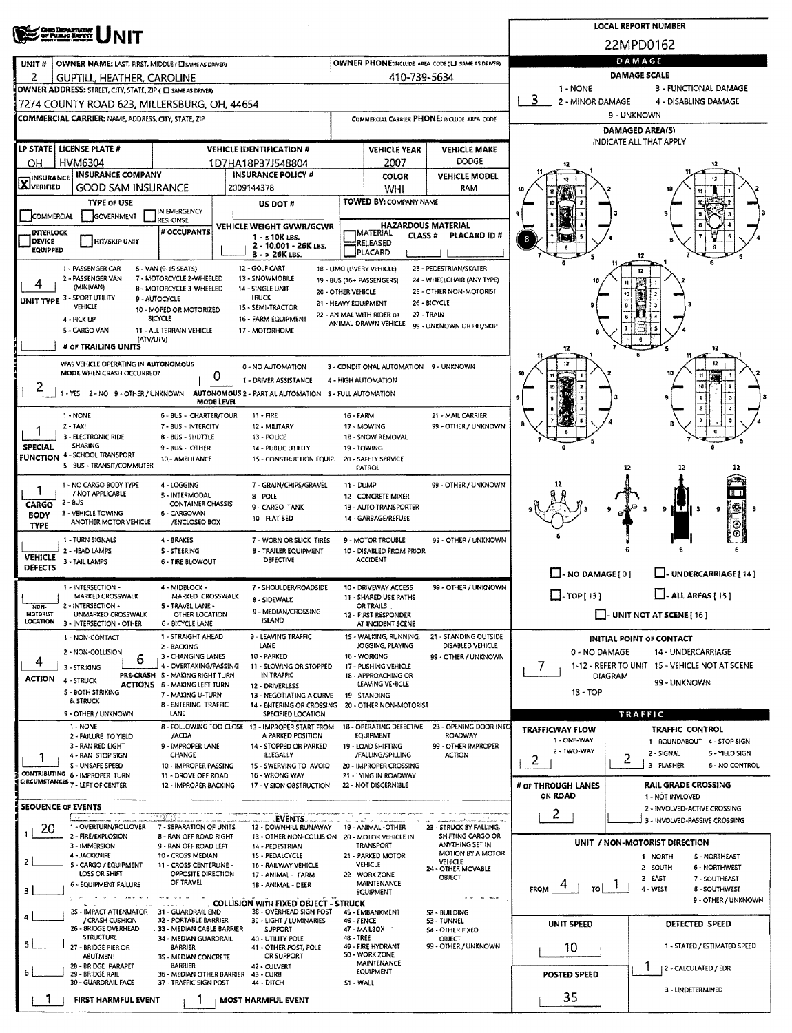# Ohio Department of Public Safety — UNIT

**LOCAL REPORT NUMBER:** 22MPD0162

| Field | Value |
|---|---|
| UNIT # | 2 |
| OWNER NAME: LAST, FIRST, MIDDLE ( ☐ SAME AS DRIVER) | GUPTILL, HEATHER, CAROLINE |
| OWNER PHONE: INCLUDE AREA CODE ( ☐ SAME AS DRIVER) | 410-739-5634 |
| OWNER ADDRESS: STREET, CITY, STATE, ZIP ( ☐ SAME AS DRIVER) | 7274 COUNTY ROAD 623, MILLERSBURG, OH, 44654 |
| COMMERCIAL CARRIER: NAME, ADDRESS, CITY, STATE, ZIP | |
| COMMERCIAL CARRIER PHONE: INCLUDE AREA CODE | |

| LP STATE | LICENSE PLATE # | VEHICLE IDENTIFICATION # | VEHICLE YEAR | VEHICLE MAKE |
|---|---|---|---|---|
| OH | HVM6304 | 1D7HA18P37J548804 | 2007 | DODGE |

| INSURANCE | INSURANCE COMPANY | INSURANCE POLICY # | COLOR | VEHICLE MODEL |
|---|---|---|---|---|
| [X] VERIFIED | GOOD SAM INSURANCE | 2009144378 | WHI | RAM |

**TYPE OF USE:** ☐ COMMERCIAL ☐ GOVERNMENT ☐ IN EMERGENCY RESPONSE

**US DOT #:**

**TOWED BY:** COMPANY NAME

☐ INTERLOCK DEVICE EQUIPPED ☐ HIT/SKIP UNIT

**# OCCUPANTS:**

**VEHICLE WEIGHT GVWR/GCWR:** 1 - ≤10K LBS. 2 - 10.001 - 26K LBS. 3 - > 26K LBS.

**HAZARDOUS MATERIAL:** ☐ MATERIAL RELEASED ☐ PLACARD — CLASS # — PLACARD ID #

**UNIT TYPE:** 4
1 - PASSENGER CAR, 2 - PASSENGER VAN (MINIVAN), 3 - SPORT UTILITY VEHICLE, 4 - PICK UP, 5 - CARGO VAN, 6 - VAN (9-15 SEATS), 7 - MOTORCYCLE 2-WHEELED, 8 - MOTORCYCLE 3-WHEELED, 9 - AUTOCYCLE, 10 - MOPED OR MOTORIZED BICYCLE, 11 - ALL TERRAIN VEHICLE (ATV/UTV), 12 - GOLF CART, 13 - SNOWMOBILE, 14 - SINGLE UNIT TRUCK, 15 - SEMI-TRACTOR, 16 - FARM EQUIPMENT, 17 - MOTORHOME, 18 - LIMO (LIVERY VEHICLE), 19 - BUS (16+ PASSENGERS), 20 - OTHER VEHICLE, 21 - HEAVY EQUIPMENT, 22 - ANIMAL WITH RIDER OR ANIMAL-DRAWN VEHICLE, 23 - PEDESTRIAN/SKATER, 24 - WHEELCHAIR (ANY TYPE), 25 - OTHER NON-MOTORIST, 26 - BICYCLE, 27 - TRAIN, 99 - UNKNOWN OR HIT/SKIP

**# OF TRAILING UNITS:**

**WAS VEHICLE OPERATING IN AUTONOMOUS MODE WHEN CRASH OCCURRED?** 2
1 - YES 2 - NO 9 - OTHER / UNKNOWN

**AUTONOMOUS MODE LEVEL:** 0
0 - NO AUTOMATION, 1 - DRIVER ASSISTANCE, 2 - PARTIAL AUTOMATION, 3 - CONDITIONAL AUTOMATION, 4 - HIGH AUTOMATION, 5 - FULL AUTOMATION, 9 - UNKNOWN

**SPECIAL FUNCTION:** 1
1 - NONE, 2 - TAXI, 3 - ELECTRONIC RIDE SHARING, 4 - SCHOOL TRANSPORT, 5 - BUS - TRANSIT/COMMUTER, 6 - BUS - CHARTER/TOUR, 7 - BUS - INTERCITY, 8 - BUS - SHUTTLE, 9 - BUS - OTHER, 10 - AMBULANCE, 11 - FIRE, 12 - MILITARY, 13 - POLICE, 14 - PUBLIC UTILITY, 15 - CONSTRUCTION EQUIP., 16 - FARM, 17 - MOWING, 18 - SNOW REMOVAL, 19 - TOWING, 20 - SAFETY SERVICE PATROL, 21 - MAIL CARRIER, 99 - OTHER / UNKNOWN

**CARGO BODY TYPE:** 1
1 - NO CARGO BODY TYPE / NOT APPLICABLE, 2 - BUS, 3 - VEHICLE TOWING ANOTHER MOTOR VEHICLE, 4 - LOGGING, 5 - INTERMODAL CONTAINER CHASSIS, 6 - CARGOVAN /ENCLOSED BOX, 7 - GRAIN/CHIPS/GRAVEL, 8 - POLE, 9 - CARGO TANK, 10 - FLAT BED, 11 - DUMP, 12 - CONCRETE MIXER, 13 - AUTO TRANSPORTER, 14 - GARBAGE/REFUSE, 99 - OTHER / UNKNOWN

**VEHICLE DEFECTS:**
1 - TURN SIGNALS, 2 - HEAD LAMPS, 3 - TAIL LAMPS, 4 - BRAKES, 5 - STEERING, 6 - TIRE BLOWOUT, 7 - WORN OR SLICK TIRES, 8 - TRAILER EQUIPMENT DEFECTIVE, 9 - MOTOR TROUBLE, 10 - DISABLED FROM PRIOR ACCIDENT, 99 - OTHER / UNKNOWN

**NON-MOTORIST LOCATION:**
1 - INTERSECTION - MARKED CROSSWALK, 2 - INTERSECTION - UNMARKED CROSSWALK, 3 - INTERSECTION - OTHER, 4 - MIDBLOCK - MARKED CROSSWALK, 5 - TRAVEL LANE - OTHER LOCATION, 6 - BICYCLE LANE, 7 - SHOULDER/ROADSIDE, 8 - SIDEWALK, 9 - MEDIAN/CROSSING ISLAND, 10 - DRIVEWAY ACCESS, 11 - SHARED USE PATHS OR TRAILS, 12 - FIRST RESPONDER AT INCIDENT SCENE, 99 - OTHER / UNKNOWN

**ACTION:** 4
1 - NON-CONTACT, 2 - NON-COLLISION, 3 - STRIKING, 4 - STRUCK, 5 - BOTH STRIKING & STRUCK, 9 - OTHER / UNKNOWN

**PRE-CRASH ACTIONS:** 6
1 - STRAIGHT AHEAD, 2 - BACKING, 3 - CHANGING LANES, 4 - OVERTAKING/PASSING, 5 - MAKING RIGHT TURN, 6 - MAKING LEFT TURN, 7 - MAKING U-TURN, 8 - ENTERING TRAFFIC LANE, 9 - LEAVING TRAFFIC LANE, 10 - PARKED, 11 - SLOWING OR STOPPED IN TRAFFIC, 12 - DRIVERLESS, 13 - NEGOTIATING A CURVE, 14 - ENTERING OR CROSSING SPECIFIED LOCATION, 15 - WALKING, RUNNING, JOGGING, PLAYING, 16 - WORKING, 17 - PUSHING VEHICLE, 18 - APPROACHING OR LEAVING VEHICLE, 19 - STANDING, 20 - OTHER NON-MOTORIST, 21 - STANDING OUTSIDE DISABLED VEHICLE, 99 - OTHER / UNKNOWN

**CONTRIBUTING CIRCUMSTANCES:** 1
1 - NONE, 2 - FAILURE TO YIELD, 3 - RAN RED LIGHT, 4 - RAN STOP SIGN, 5 - UNSAFE SPEED, 6 - IMPROPER TURN, 7 - LEFT OF CENTER, 8 - FOLLOWING TOO CLOSE /ACDA, 9 - IMPROPER LANE CHANGE, 10 - IMPROPER PASSING, 11 - DROVE OFF ROAD, 12 - IMPROPER BACKING, 13 - IMPROPER START FROM A PARKED POSITION, 14 - STOPPED OR PARKED ILLEGALLY, 15 - SWERVING TO AVOID, 16 - WRONG WAY, 17 - VISION OBSTRUCTION, 18 - OPERATING DEFECTIVE EQUIPMENT, 19 - LOAD SHIFTING /FALLING/SPILLING, 20 - IMPROPER CROSSING, 21 - LYING IN ROADWAY, 22 - NOT DISCERNIBLE, 23 - OPENING DOOR INTO ROADWAY, 99 - OTHER IMPROPER ACTION

## SEQUENCE OF EVENTS

1: 20
2:
3:
4:
5:
6:

**EVENTS:** 1 - OVERTURN/ROLLOVER, 2 - FIRE/EXPLOSION, 3 - IMMERSION, 4 - JACKKNIFE, 5 - CARGO / EQUIPMENT LOSS OR SHIFT, 6 - EQUIPMENT FAILURE, 7 - SEPARATION OF UNITS, 8 - RAN OFF ROAD RIGHT, 9 - RAN OFF ROAD LEFT, 10 - CROSS MEDIAN, 11 - CROSS CENTERLINE - OPPOSITE DIRECTION OF TRAVEL, 12 - DOWNHILL RUNAWAY, 13 - OTHER NON-COLLISION, 14 - PEDESTRIAN, 15 - PEDALCYCLE, 16 - RAILWAY VEHICLE, 17 - ANIMAL - FARM, 18 - ANIMAL - DEER, 19 - ANIMAL - OTHER, 20 - MOTOR VEHICLE IN TRANSPORT, 21 - PARKED MOTOR VEHICLE, 22 - WORK ZONE MAINTENANCE EQUIPMENT, 23 - STRUCK BY FALLING, SHIFTING CARGO OR ANYTHING SET IN MOTION BY A MOTOR VEHICLE, 24 - OTHER MOVABLE OBJECT

**COLLISION WITH FIXED OBJECT - STRUCK:** 25 - IMPACT ATTENUATOR / CRASH CUSHION, 26 - BRIDGE OVERHEAD STRUCTURE, 27 - BRIDGE PIER OR ABUTMENT, 28 - BRIDGE PARAPET, 29 - BRIDGE RAIL, 30 - GUARDRAIL FACE, 31 - GUARDRAIL END, 32 - PORTABLE BARRIER, 33 - MEDIAN CABLE BARRIER, 34 - MEDIAN GUARDRAIL BARRIER, 35 - MEDIAN CONCRETE BARRIER, 36 - MEDIAN OTHER BARRIER, 37 - TRAFFIC SIGN POST, 38 - OVERHEAD SIGN POST, 39 - LIGHT / LUMINARIES SUPPORT, 40 - UTILITY POLE, 41 - OTHER POST, POLE OR SUPPORT, 42 - CULVERT, 43 - CURB, 44 - DITCH, 45 - EMBANKMENT, 46 - FENCE, 47 - MAILBOX, 48 - TREE, 49 - FIRE HYDRANT, 50 - WORK ZONE MAINTENANCE EQUIPMENT, 51 - WALL, 52 - BUILDING, 53 - TUNNEL, 54 - OTHER FIXED OBJECT, 99 - OTHER / UNKNOWN

**FIRST HARMFUL EVENT:** 1 **MOST HARMFUL EVENT:** 1

## DAMAGE

**DAMAGE SCALE:** 3
1 - NONE, 2 - MINOR DAMAGE, 3 - FUNCTIONAL DAMAGE, 4 - DISABLING DAMAGE, 9 - UNKNOWN

**DAMAGED AREA(S)** — INDICATE ALL THAT APPLY: 8

☐ - NO DAMAGE [ 0 ] ☐ - UNDERCARRIAGE [ 14 ] ☐ - TOP [ 13 ] ☐ - ALL AREAS [ 15 ] ☐ - UNIT NOT AT SCENE [ 16 ]

**INITIAL POINT OF CONTACT:** 7
0 - NO DAMAGE, 1-12 - REFER TO UNIT DIAGRAM, 13 - TOP, 14 - UNDERCARRIAGE, 15 - VEHICLE NOT AT SCENE, 99 - UNKNOWN

## TRAFFIC

**TRAFFICWAY FLOW:** 2
1 - ONE-WAY, 2 - TWO-WAY

**TRAFFIC CONTROL:** 2
1 - ROUNDABOUT, 2 - SIGNAL, 3 - FLASHER, 4 - STOP SIGN, 5 - YIELD SIGN, 6 - NO CONTROL

**# OF THROUGH LANES ON ROAD:** 2

**RAIL GRADE CROSSING:**
1 - NOT INVOLVED, 2 - INVOLVED-ACTIVE CROSSING, 3 - INVOLVED-PASSIVE CROSSING

**UNIT / NON-MOTORIST DIRECTION:** FROM 4 TO 1
1 - NORTH, 2 - SOUTH, 3 - EAST, 4 - WEST, 5 - NORTHEAST, 6 - NORTHWEST, 7 - SOUTHEAST, 8 - SOUTHWEST, 9 - OTHER / UNKNOWN

**UNIT SPEED:** 10

**POSTED SPEED:** 35

**DETECTED SPEED:** 1
1 - STATED / ESTIMATED SPEED, 2 - CALCULATED / EDR, 3 - UNDETERMINED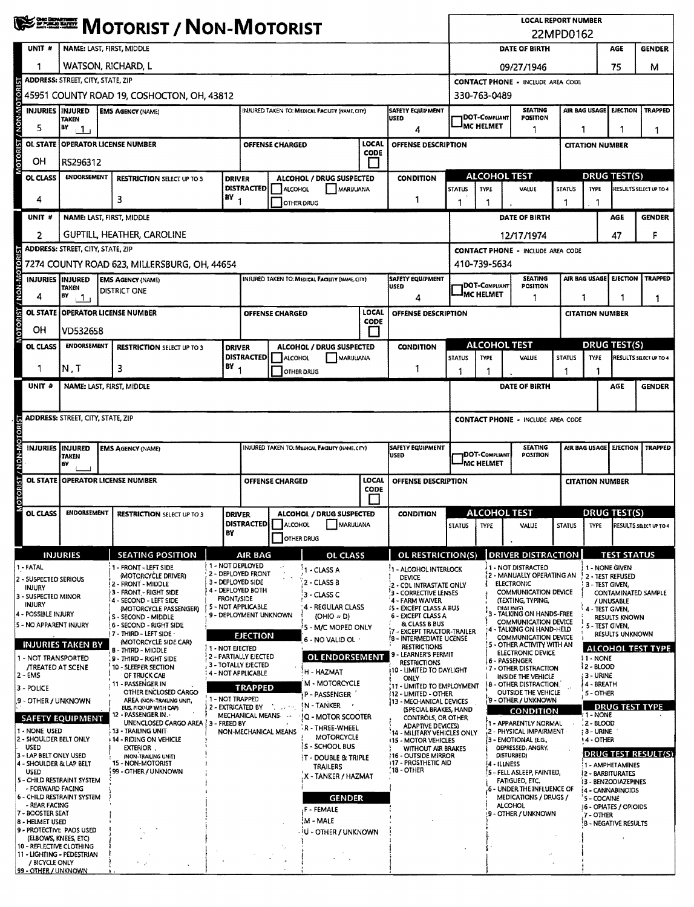# MOTORIST / NON-MOTORIST

**LOCAL REPORT NUMBER:** 22MPD0162

## Unit 1

| UNIT # | NAME: LAST, FIRST, MIDDLE | DATE OF BIRTH | AGE | GENDER |
|---|---|---|---|---|
| 1 | WATSON, RICHARD, L | 09/27/1946 | 75 | M |

| ADDRESS: STREET, CITY, STATE, ZIP | CONTACT PHONE - INCLUDE AREA CODE |
|---|---|
| 45951 COUNTY ROAD 19, COSHOCTON, OH, 43812 | 330-763-0489 |

| INJURIES | INJURED TAKEN BY | EMS AGENCY (NAME) | INJURED TAKEN TO: MEDICAL FACILITY (NAME, CITY) | SAFETY EQUIPMENT USED | DOT-COMPLIANT MC HELMET | SEATING POSITION | AIR BAG USAGE | EJECTION | TRAPPED |
|---|---|---|---|---|---|---|---|---|---|
| 5 | 1 | | | 4 | | 1 | 1 | 1 | 1 |

| OL STATE | OPERATOR LICENSE NUMBER | OFFENSE CHARGED | LOCAL CODE | OFFENSE DESCRIPTION | CITATION NUMBER |
|---|---|---|---|---|---|
| OH | RS296312 | | | | |

| OL CLASS | ENDORSEMENT | RESTRICTION SELECT UP TO 3 | DRIVER DISTRACTED BY | ALCOHOL / DRUG SUSPECTED | CONDITION | ALCOHOL TEST STATUS | ALCOHOL TEST TYPE | ALCOHOL TEST VALUE | DRUG TEST STATUS | DRUG TEST TYPE | RESULTS SELECT UP TO 4 |
|---|---|---|---|---|---|---|---|---|---|---|---|
| 4 | | 3 | 1 | ☐ ALCOHOL ☐ MARIJUANA ☐ OTHER DRUG | 1 | 1 | 1 | . | 1 | 1 | |

## Unit 2

| UNIT # | NAME: LAST, FIRST, MIDDLE | DATE OF BIRTH | AGE | GENDER |
|---|---|---|---|---|
| 2 | GUPTILL, HEATHER, CAROLINE | 12/17/1974 | 47 | F |

| ADDRESS: STREET, CITY, STATE, ZIP | CONTACT PHONE - INCLUDE AREA CODE |
|---|---|
| 7274 COUNTY ROAD 623, MILLERSBURG, OH, 44654 | 410-739-5634 |

| INJURIES | INJURED TAKEN BY | EMS AGENCY (NAME) | INJURED TAKEN TO: MEDICAL FACILITY (NAME, CITY) | SAFETY EQUIPMENT USED | DOT-COMPLIANT MC HELMET | SEATING POSITION | AIR BAG USAGE | EJECTION | TRAPPED |
|---|---|---|---|---|---|---|---|---|---|
| 4 | 1 | DISTRICT ONE | | 4 | | 1 | 1 | 1 | 1 |

| OL STATE | OPERATOR LICENSE NUMBER | OFFENSE CHARGED | LOCAL CODE | OFFENSE DESCRIPTION | CITATION NUMBER |
|---|---|---|---|---|---|
| OH | VD532658 | | | | |

| OL CLASS | ENDORSEMENT | RESTRICTION SELECT UP TO 3 | DRIVER DISTRACTED BY | ALCOHOL / DRUG SUSPECTED | CONDITION | ALCOHOL TEST STATUS | ALCOHOL TEST TYPE | ALCOHOL TEST VALUE | DRUG TEST STATUS | DRUG TEST TYPE | RESULTS SELECT UP TO 4 |
|---|---|---|---|---|---|---|---|---|---|---|---|
| 1 | N, T | 3 | 1 | ☐ ALCOHOL ☐ MARIJUANA ☐ OTHER DRUG | 1 | 1 | 1 | . | 1 | 1 | |

## Unit (blank)

| UNIT # | NAME: LAST, FIRST, MIDDLE | DATE OF BIRTH | AGE | GENDER |
|---|---|---|---|---|
| | | | | |

| ADDRESS: STREET, CITY, STATE, ZIP | CONTACT PHONE - INCLUDE AREA CODE |
|---|---|
| | |

| INJURIES | INJURED TAKEN BY | EMS AGENCY (NAME) | INJURED TAKEN TO: MEDICAL FACILITY (NAME, CITY) | SAFETY EQUIPMENT USED | DOT-COMPLIANT MC HELMET | SEATING POSITION | AIR BAG USAGE | EJECTION | TRAPPED |
|---|---|---|---|---|---|---|---|---|---|
| | | | | | | | | | |

| OL STATE | OPERATOR LICENSE NUMBER | OFFENSE CHARGED | LOCAL CODE | OFFENSE DESCRIPTION | CITATION NUMBER |
|---|---|---|---|---|---|
| | | | | | |

| OL CLASS | ENDORSEMENT | RESTRICTION SELECT UP TO 3 | DRIVER DISTRACTED BY | ALCOHOL / DRUG SUSPECTED | CONDITION | ALCOHOL TEST STATUS | ALCOHOL TEST TYPE | ALCOHOL TEST VALUE | DRUG TEST STATUS | DRUG TEST TYPE | RESULTS SELECT UP TO 4 |
|---|---|---|---|---|---|---|---|---|---|---|---|
| | | | | ☐ ALCOHOL ☐ MARIJUANA ☐ OTHER DRUG | | | | . | | | |

## Codes

**INJURIES**
1 - FATAL
2 - SUSPECTED SERIOUS INJURY
3 - SUSPECTED MINOR INJURY
4 - POSSIBLE INJURY
5 - NO APPARENT INJURY

**INJURIES TAKEN BY**
1 - NOT TRANSPORTED /TREATED AT SCENE
2 - EMS
3 - POLICE
9 - OTHER / UNKNOWN

**SAFETY EQUIPMENT**
1 - NONE USED
2 - SHOULDER BELT ONLY USED
3 - LAP BELT ONLY USED
4 - SHOULDER & LAP BELT USED
5 - CHILD RESTRAINT SYSTEM - FORWARD FACING
6 - CHILD RESTRAINT SYSTEM - REAR FACING
7 - BOOSTER SEAT
8 - HELMET USED
9 - PROTECTIVE PADS USED (ELBOWS, KNEES, ETC)
10 - REFLECTIVE CLOTHING
11 - LIGHTING - PEDESTRIAN / BICYCLE ONLY
99 - OTHER / UNKNOWN

**SEATING POSITION**
1 - FRONT - LEFT SIDE (MOTORCYCLE DRIVER)
2 - FRONT - MIDDLE
3 - FRONT - RIGHT SIDE
4 - SECOND - LEFT SIDE (MOTORCYCLE PASSENGER)
5 - SECOND - MIDDLE
6 - SECOND - RIGHT SIDE
7 - THIRD - LEFT SIDE (MOTORCYCLE SIDE CAR)
8 - THIRD - MIDDLE
9 - THIRD - RIGHT SIDE
10 - SLEEPER SECTION OF TRUCK CAB
11 - PASSENGER IN OTHER ENCLOSED CARGO AREA (NON-TRAILING UNIT, BUS, PICK-UP WITH CAP)
12 - PASSENGER IN UNENCLOSED CARGO AREA
13 - TRAILING UNIT
14 - RIDING ON VEHICLE EXTERIOR (NON-TRAILING UNIT)
15 - NON-MOTORIST
99 - OTHER / UNKNOWN

**AIR BAG**
1 - NOT DEPLOYED
2 - DEPLOYED FRONT
3 - DEPLOYED SIDE
4 - DEPLOYED BOTH FRONT/SIDE
5 - NOT APPLICABLE
9 - DEPLOYMENT UNKNOWN

**EJECTION**
1 - NOT EJECTED
2 - PARTIALLY EJECTED
3 - TOTALLY EJECTED
4 - NOT APPLICABLE

**TRAPPED**
1 - NOT TRAPPED
2 - EXTRICATED BY MECHANICAL MEANS
3 - FREED BY NON-MECHANICAL MEANS

**OL CLASS**
1 - CLASS A
2 - CLASS B
3 - CLASS C
4 - REGULAR CLASS (OHIO = D)
5 - M/C MOPED ONLY
6 - NO VALID OL

**OL ENDORSEMENT**
H - HAZMAT
M - MOTORCYCLE
P - PASSENGER
N - TANKER
Q - MOTOR SCOOTER
R - THREE-WHEEL MOTORCYCLE
S - SCHOOL BUS
T - DOUBLE & TRIPLE TRAILERS
X - TANKER / HAZMAT

**GENDER**
F - FEMALE
M - MALE
U - OTHER / UNKNOWN

**OL RESTRICTION(S)**
1 - ALCOHOL INTERLOCK DEVICE
2 - CDL INTRASTATE ONLY
3 - CORRECTIVE LENSES
4 - FARM WAIVER
5 - EXCEPT CLASS A BUS
6 - EXCEPT CLASS A & CLASS B BUS
7 - EXCEPT TRACTOR-TRAILER
8 - INTERMEDIATE LICENSE RESTRICTIONS
9 - LEARNER'S PERMIT RESTRICTIONS
10 - LIMITED TO DAYLIGHT ONLY
11 - LIMITED TO EMPLOYMENT
12 - LIMITED - OTHER
13 - MECHANICAL DEVICES (SPECIAL BRAKES, HAND CONTROLS, OR OTHER ADAPTIVE DEVICES)
14 - MILITARY VEHICLES ONLY
15 - MOTOR VEHICLES WITHOUT AIR BRAKES
16 - OUTSIDE MIRROR
17 - PROSTHETIC AID
18 - OTHER

**DRIVER DISTRACTION**
1 - NOT DISTRACTED
2 - MANUALLY OPERATING AN ELECTRONIC COMMUNICATION DEVICE (TEXTING, TYPING, DIALING)
3 - TALKING ON HANDS-FREE COMMUNICATION DEVICE
4 - TALKING ON HAND-HELD COMMUNICATION DEVICE
5 - OTHER ACTIVITY WITH AN ELECTRONIC DEVICE
6 - PASSENGER
7 - OTHER DISTRACTION INSIDE THE VEHICLE
8 - OTHER DISTRACTION OUTSIDE THE VEHICLE
9 - OTHER / UNKNOWN

**CONDITION**
1 - APPARENTLY NORMAL
2 - PHYSICAL IMPAIRMENT
3 - EMOTIONAL (E.G., DEPRESSED, ANGRY, DISTURBED)
4 - ILLNESS
5 - FELL ASLEEP, FAINTED, FATIGUED, ETC.
6 - UNDER THE INFLUENCE OF MEDICATIONS / DRUGS / ALCOHOL
9 - OTHER / UNKNOWN

**TEST STATUS**
1 - NONE GIVEN
2 - TEST REFUSED
3 - TEST GIVEN, CONTAMINATED SAMPLE / UNUSABLE
4 - TEST GIVEN, RESULTS KNOWN
5 - TEST GIVEN, RESULTS UNKNOWN

**ALCOHOL TEST TYPE**
1 - NONE
2 - BLOOD
3 - URINE
4 - BREATH
5 - OTHER

**DRUG TEST TYPE**
1 - NONE
2 - BLOOD
3 - URINE
4 - OTHER

**DRUG TEST RESULT(S)**
1 - AMPHETAMINES
2 - BARBITURATES
3 - BENZODIAZEPINES
4 - CANNABINOIDS
5 - COCAINE
6 - OPIATES / OPIOIDS
7 - OTHER
8 - NEGATIVE RESULTS